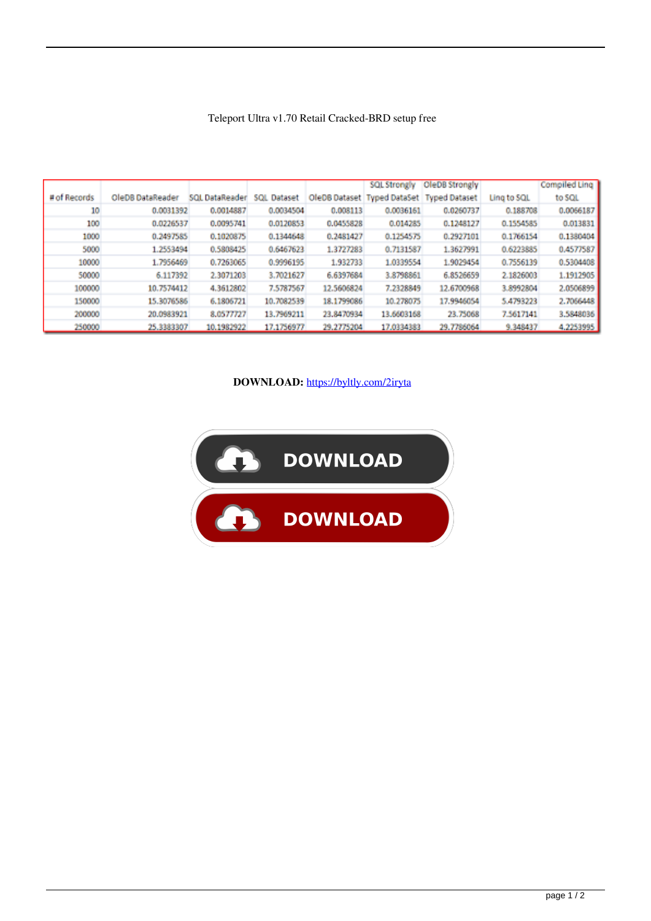Teleport Ultra v1.70 Retail Cracked-BRD setup free

| # of Records | OleDB DataReader | SQL DataReader | SQL Dataset | OleDB Dataset | SQL Strongly Typed DataSet | OleDB Strongly Typed Dataset | Linq to SQL | Compiled Linq to SQL |
|---|---|---|---|---|---|---|---|---|
| 10 | 0.0031392 | 0.0014887 | 0.0034504 | 0.008113 | 0.0036161 | 0.0260737 | 0.188708 | 0.0066187 |
| 100 | 0.0226537 | 0.0095741 | 0.0120853 | 0.0455828 | 0.014285 | 0.1248127 | 0.1554585 | 0.013831 |
| 1000 | 0.2497585 | 0.1020875 | 0.1344648 | 0.2481427 | 0.1254575 | 0.2927101 | 0.1766154 | 0.1380404 |
| 5000 | 1.2553494 | 0.5808425 | 0.6467623 | 1.3727283 | 0.7131587 | 1.3627991 | 0.6223885 | 0.4577587 |
| 10000 | 1.7956469 | 0.7263065 | 0.9996195 | 1.932733 | 1.0339554 | 1.9029454 | 0.7556139 | 0.5304408 |
| 50000 | 6.117392 | 2.3071203 | 3.7021627 | 6.6397684 | 3.8798861 | 6.8526659 | 2.1826003 | 1.1912905 |
| 100000 | 10.7574412 | 4.3612802 | 7.5787567 | 12.5606824 | 7.2328849 | 12.6700968 | 3.8992804 | 2.0506899 |
| 150000 | 15.3076586 | 6.1806721 | 10.7082539 | 18.1799086 | 10.278075 | 17.9946054 | 5.4793223 | 2.7066448 |
| 200000 | 20.0983921 | 8.0577727 | 13.7969211 | 23.8470934 | 13.6603168 | 23.75068 | 7.5617141 | 3.5848036 |
| 250000 | 25.3383307 | 10.1982922 | 17.1756977 | 29.2775204 | 17.0334383 | 29.7786064 | 9.348437 | 4.2253995 |

**DOWNLOAD:** https://byltly.com/2iryta

DOWNLOAD

DOWNLOAD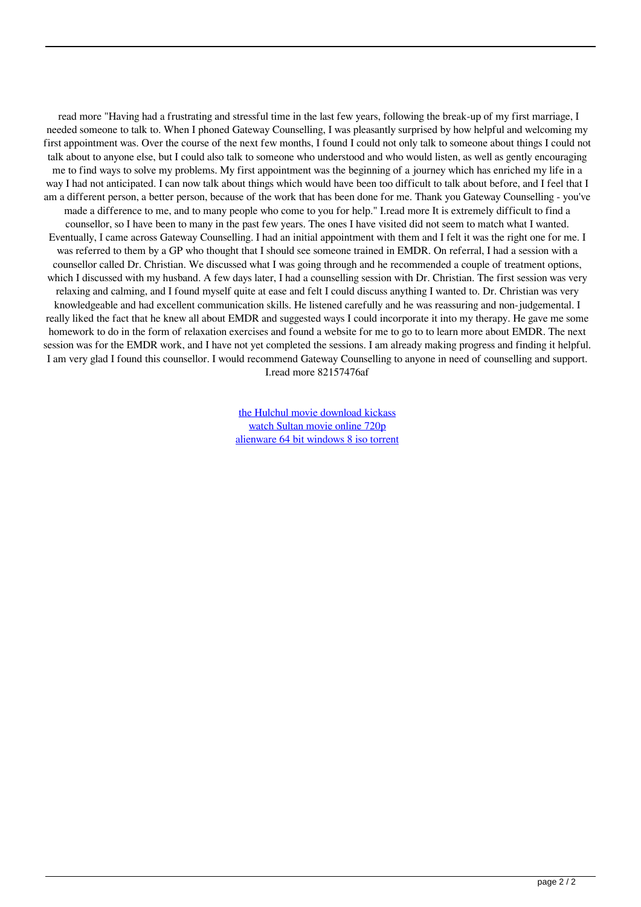read more "Having had a frustrating and stressful time in the last few years, following the break-up of my first marriage, I needed someone to talk to. When I phoned Gateway Counselling, I was pleasantly surprised by how helpful and welcoming my first appointment was. Over the course of the next few months, I found I could not only talk to someone about things I could not talk about to anyone else, but I could also talk to someone who understood and who would listen, as well as gently encouraging me to find ways to solve my problems. My first appointment was the beginning of a journey which has enriched my life in a way I had not anticipated. I can now talk about things which would have been too difficult to talk about before, and I feel that I am a different person, a better person, because of the work that has been done for me. Thank you Gateway Counselling - you've made a difference to me, and to many people who come to you for help." I.read more It is extremely difficult to find a counsellor, so I have been to many in the past few years. The ones I have visited did not seem to match what I wanted. Eventually, I came across Gateway Counselling. I had an initial appointment with them and I felt it was the right one for me. I was referred to them by a GP who thought that I should see someone trained in EMDR. On referral, I had a session with a counsellor called Dr. Christian. We discussed what I was going through and he recommended a couple of treatment options, which I discussed with my husband. A few days later, I had a counselling session with Dr. Christian. The first session was very relaxing and calming, and I found myself quite at ease and felt I could discuss anything I wanted to. Dr. Christian was very knowledgeable and had excellent communication skills. He listened carefully and he was reassuring and non-judgemental. I really liked the fact that he knew all about EMDR and suggested ways I could incorporate it into my therapy. He gave me some homework to do in the form of relaxation exercises and found a website for me to go to to learn more about EMDR. The next session was for the EMDR work, and I have not yet completed the sessions. I am already making progress and finding it helpful. I am very glad I found this counsellor. I would recommend Gateway Counselling to anyone in need of counselling and support. I.read more 82157476af

the Hulchul movie download kickass
watch Sultan movie online 720p
alienware 64 bit windows 8 iso torrent